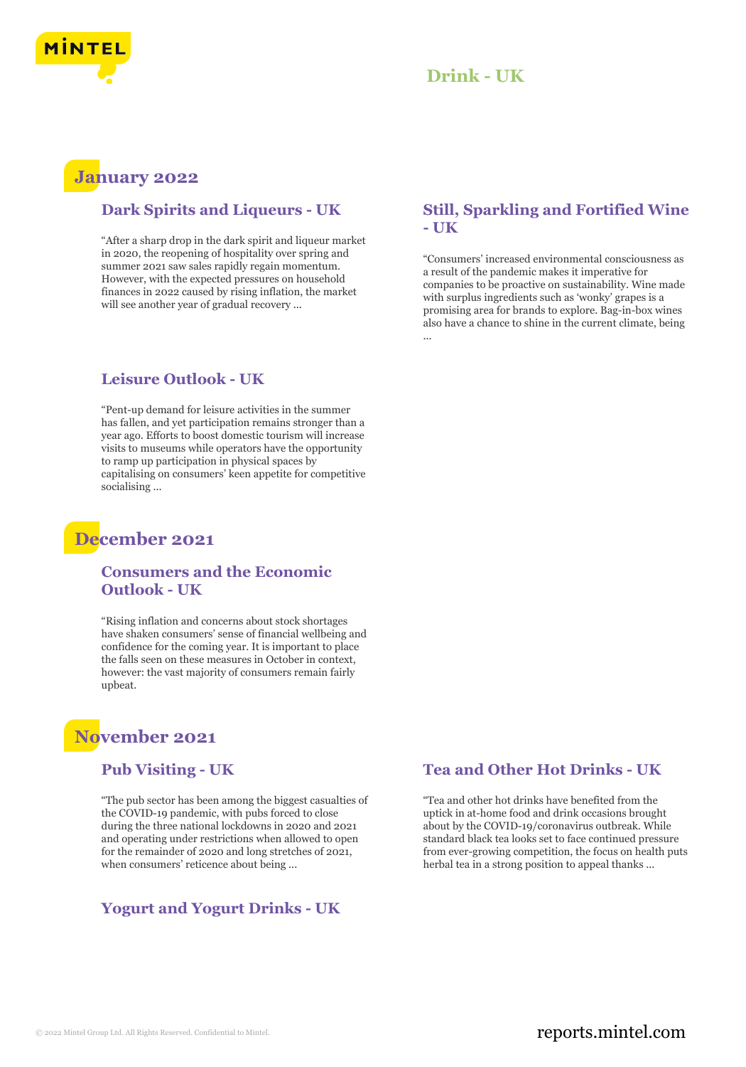# Drink - UK

## January 2022

### Dark Spirits and Liqueurs - UK

“After a sharp drop in the dark spirit and liqueur market in 2020, the reopening of hospitality over spring and summer 2021 saw sales rapidly regain momentum. However, with the expected pressures on household finances in 2022 caused by rising inflation, the market will see another year of gradual recovery ...

### Still, Sparkling and Fortified Wine - UK

“Consumers’ increased environmental consciousness as a result of the pandemic makes it imperative for companies to be proactive on sustainability. Wine made with surplus ingredients such as ‘wonky’ grapes is a promising area for brands to explore. Bag-in-box wines also have a chance to shine in the current climate, being ...

### Leisure Outlook - UK

“Pent-up demand for leisure activities in the summer has fallen, and yet participation remains stronger than a year ago. Efforts to boost domestic tourism will increase visits to museums while operators have the opportunity to ramp up participation in physical spaces by capitalising on consumers’ keen appetite for competitive socialising ...

## December 2021

### Consumers and the Economic Outlook - UK

“Rising inflation and concerns about stock shortages have shaken consumers’ sense of financial wellbeing and confidence for the coming year. It is important to place the falls seen on these measures in October in context, however: the vast majority of consumers remain fairly upbeat.

## November 2021

### Pub Visiting - UK

“The pub sector has been among the biggest casualties of the COVID-19 pandemic, with pubs forced to close during the three national lockdowns in 2020 and 2021 and operating under restrictions when allowed to open for the remainder of 2020 and long stretches of 2021, when consumers’ reticence about being ...

### Tea and Other Hot Drinks - UK

“Tea and other hot drinks have benefited from the uptick in at-home food and drink occasions brought about by the COVID-19/coronavirus outbreak. While standard black tea looks set to face continued pressure from ever-growing competition, the focus on health puts herbal tea in a strong position to appeal thanks ...

### Yogurt and Yogurt Drinks - UK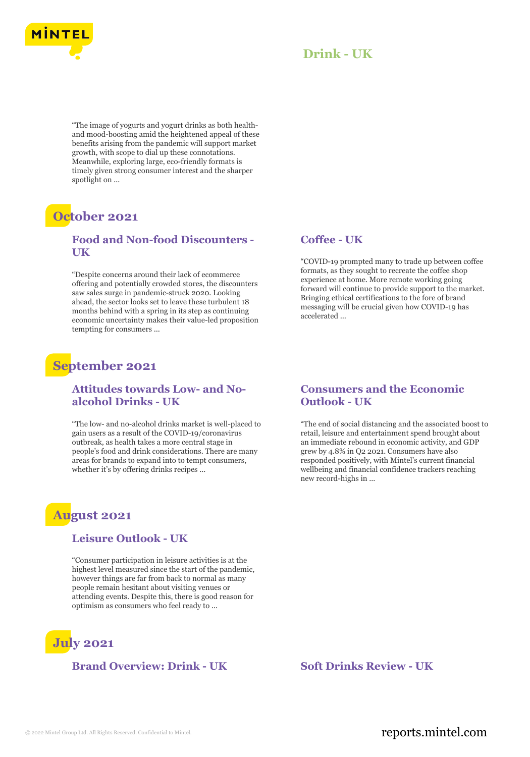## Drink - UK

"The image of yogurts and yogurt drinks as both health- and mood-boosting amid the heightened appeal of these benefits arising from the pandemic will support market growth, with scope to dial up these connotations. Meanwhile, exploring large, eco-friendly formats is timely given strong consumer interest and the sharper spotlight on ...

# October 2021

### Food and Non-food Discounters - UK

"Despite concerns around their lack of ecommerce offering and potentially crowded stores, the discounters saw sales surge in pandemic-struck 2020. Looking ahead, the sector looks set to leave these turbulent 18 months behind with a spring in its step as continuing economic uncertainty makes their value-led proposition tempting for consumers ...

### Coffee - UK

"COVID-19 prompted many to trade up between coffee formats, as they sought to recreate the coffee shop experience at home. More remote working going forward will continue to provide support to the market. Bringing ethical certifications to the fore of brand messaging will be crucial given how COVID-19 has accelerated ...

# September 2021

### Attitudes towards Low- and No-alcohol Drinks - UK

"The low- and no-alcohol drinks market is well-placed to gain users as a result of the COVID-19/coronavirus outbreak, as health takes a more central stage in people's food and drink considerations. There are many areas for brands to expand into to tempt consumers, whether it's by offering drinks recipes ...

### Consumers and the Economic Outlook - UK

"The end of social distancing and the associated boost to retail, leisure and entertainment spend brought about an immediate rebound in economic activity, and GDP grew by 4.8% in Q2 2021. Consumers have also responded positively, with Mintel's current financial wellbeing and financial confidence trackers reaching new record-highs in ...

# August 2021

### Leisure Outlook - UK

"Consumer participation in leisure activities is at the highest level measured since the start of the pandemic, however things are far from back to normal as many people remain hesitant about visiting venues or attending events. Despite this, there is good reason for optimism as consumers who feel ready to ...

# July 2021

### Brand Overview: Drink - UK

### Soft Drinks Review - UK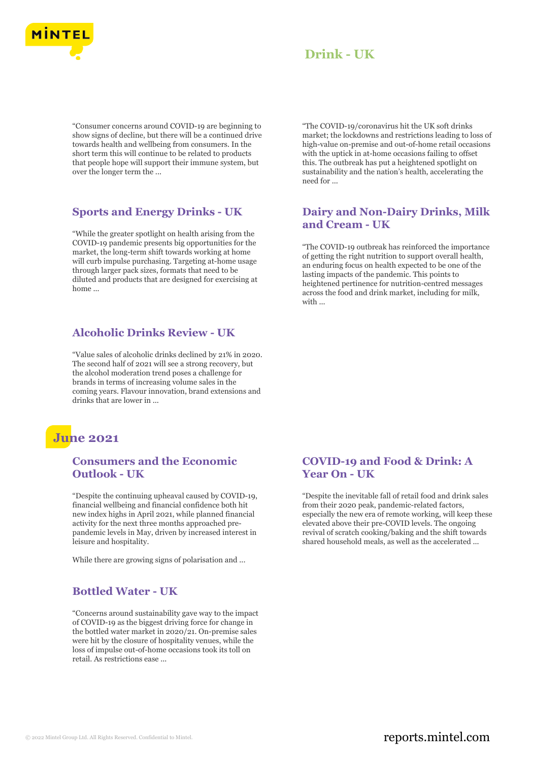"Consumer concerns around COVID-19 are beginning to show signs of decline, but there will be a continued drive towards health and wellbeing from consumers. In the short term this will continue to be related to products that people hope will support their immune system, but over the longer term the ...

"The COVID-19/coronavirus hit the UK soft drinks market; the lockdowns and restrictions leading to loss of high-value on-premise and out-of-home retail occasions with the uptick in at-home occasions failing to offset this. The outbreak has put a heightened spotlight on sustainability and the nation's health, accelerating the need for ...

### Sports and Energy Drinks - UK

"While the greater spotlight on health arising from the COVID-19 pandemic presents big opportunities for the market, the long-term shift towards working at home will curb impulse purchasing. Targeting at-home usage through larger pack sizes, formats that need to be diluted and products that are designed for exercising at home ...

### Dairy and Non-Dairy Drinks, Milk and Cream - UK

"The COVID-19 outbreak has reinforced the importance of getting the right nutrition to support overall health, an enduring focus on health expected to be one of the lasting impacts of the pandemic. This points to heightened pertinence for nutrition-centred messages across the food and drink market, including for milk, with ...

### Alcoholic Drinks Review - UK

"Value sales of alcoholic drinks declined by 21% in 2020. The second half of 2021 will see a strong recovery, but the alcohol moderation trend poses a challenge for brands in terms of increasing volume sales in the coming years. Flavour innovation, brand extensions and drinks that are lower in ...

## June 2021

### Consumers and the Economic Outlook - UK

"Despite the continuing upheaval caused by COVID-19, financial wellbeing and financial confidence both hit new index highs in April 2021, while planned financial activity for the next three months approached pre-pandemic levels in May, driven by increased interest in leisure and hospitality.

While there are growing signs of polarisation and ...

### COVID-19 and Food & Drink: A Year On - UK

"Despite the inevitable fall of retail food and drink sales from their 2020 peak, pandemic-related factors, especially the new era of remote working, will keep these elevated above their pre-COVID levels. The ongoing revival of scratch cooking/baking and the shift towards shared household meals, as well as the accelerated ...

### Bottled Water - UK

"Concerns around sustainability gave way to the impact of COVID-19 as the biggest driving force for change in the bottled water market in 2020/21. On-premise sales were hit by the closure of hospitality venues, while the loss of impulse out-of-home occasions took its toll on retail. As restrictions ease ...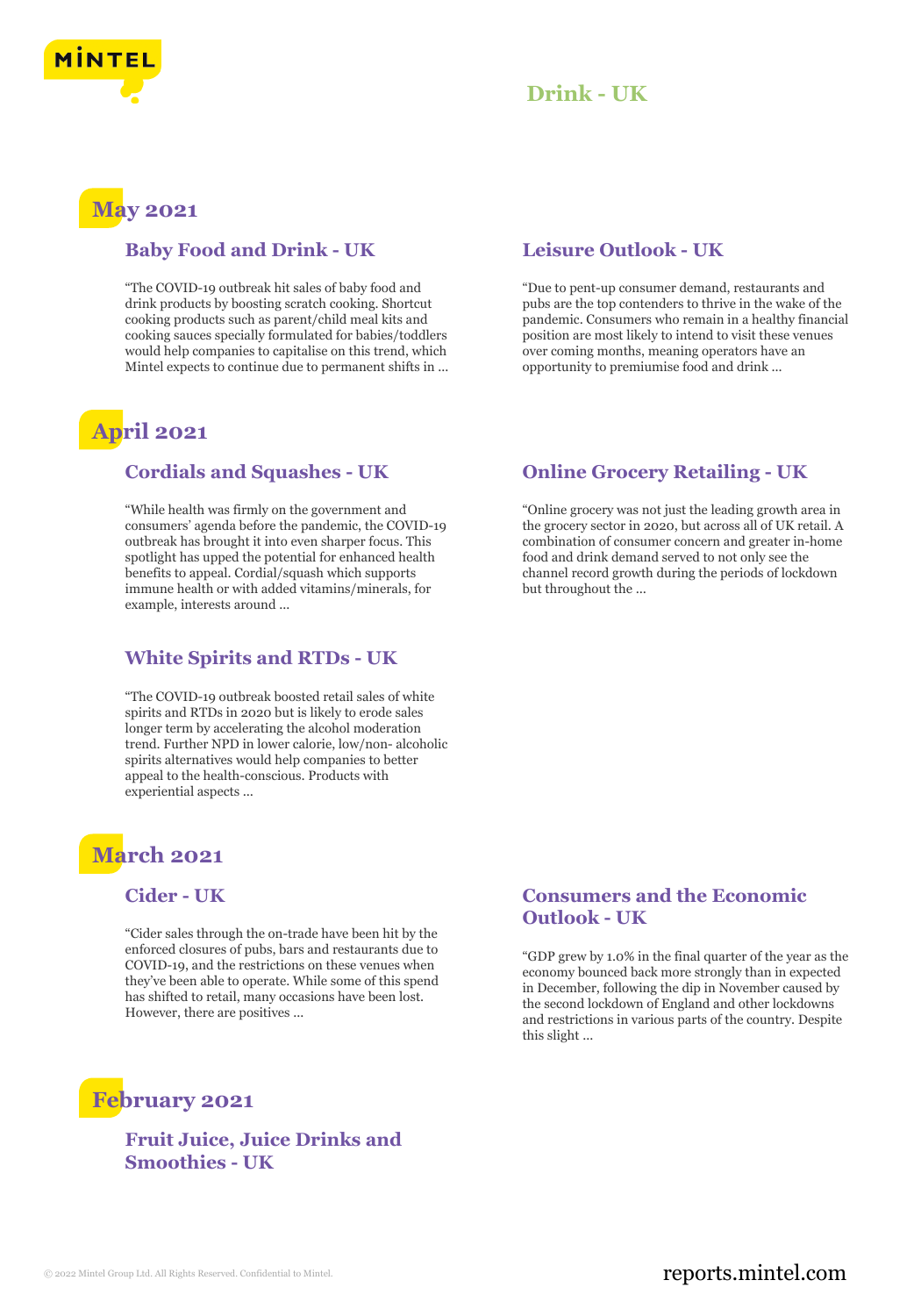# Drink - UK

## May 2021

### Baby Food and Drink - UK

"The COVID-19 outbreak hit sales of baby food and drink products by boosting scratch cooking. Shortcut cooking products such as parent/child meal kits and cooking sauces specially formulated for babies/toddlers would help companies to capitalise on this trend, which Mintel expects to continue due to permanent shifts in ...

### Leisure Outlook - UK

"Due to pent-up consumer demand, restaurants and pubs are the top contenders to thrive in the wake of the pandemic. Consumers who remain in a healthy financial position are most likely to intend to visit these venues over coming months, meaning operators have an opportunity to premiumise food and drink ...

## April 2021

### Cordials and Squashes - UK

"While health was firmly on the government and consumers' agenda before the pandemic, the COVID-19 outbreak has brought it into even sharper focus. This spotlight has upped the potential for enhanced health benefits to appeal. Cordial/squash which supports immune health or with added vitamins/minerals, for example, interests around ...

### Online Grocery Retailing - UK

"Online grocery was not just the leading growth area in the grocery sector in 2020, but across all of UK retail. A combination of consumer concern and greater in-home food and drink demand served to not only see the channel record growth during the periods of lockdown but throughout the ...

### White Spirits and RTDs - UK

"The COVID-19 outbreak boosted retail sales of white spirits and RTDs in 2020 but is likely to erode sales longer term by accelerating the alcohol moderation trend. Further NPD in lower calorie, low/non- alcoholic spirits alternatives would help companies to better appeal to the health-conscious. Products with experiential aspects ...

## March 2021

### Cider - UK

"Cider sales through the on-trade have been hit by the enforced closures of pubs, bars and restaurants due to COVID-19, and the restrictions on these venues when they've been able to operate. While some of this spend has shifted to retail, many occasions have been lost. However, there are positives ...

### Consumers and the Economic Outlook - UK

"GDP grew by 1.0% in the final quarter of the year as the economy bounced back more strongly than in expected in December, following the dip in November caused by the second lockdown of England and other lockdowns and restrictions in various parts of the country. Despite this slight ...

## February 2021

### Fruit Juice, Juice Drinks and Smoothies - UK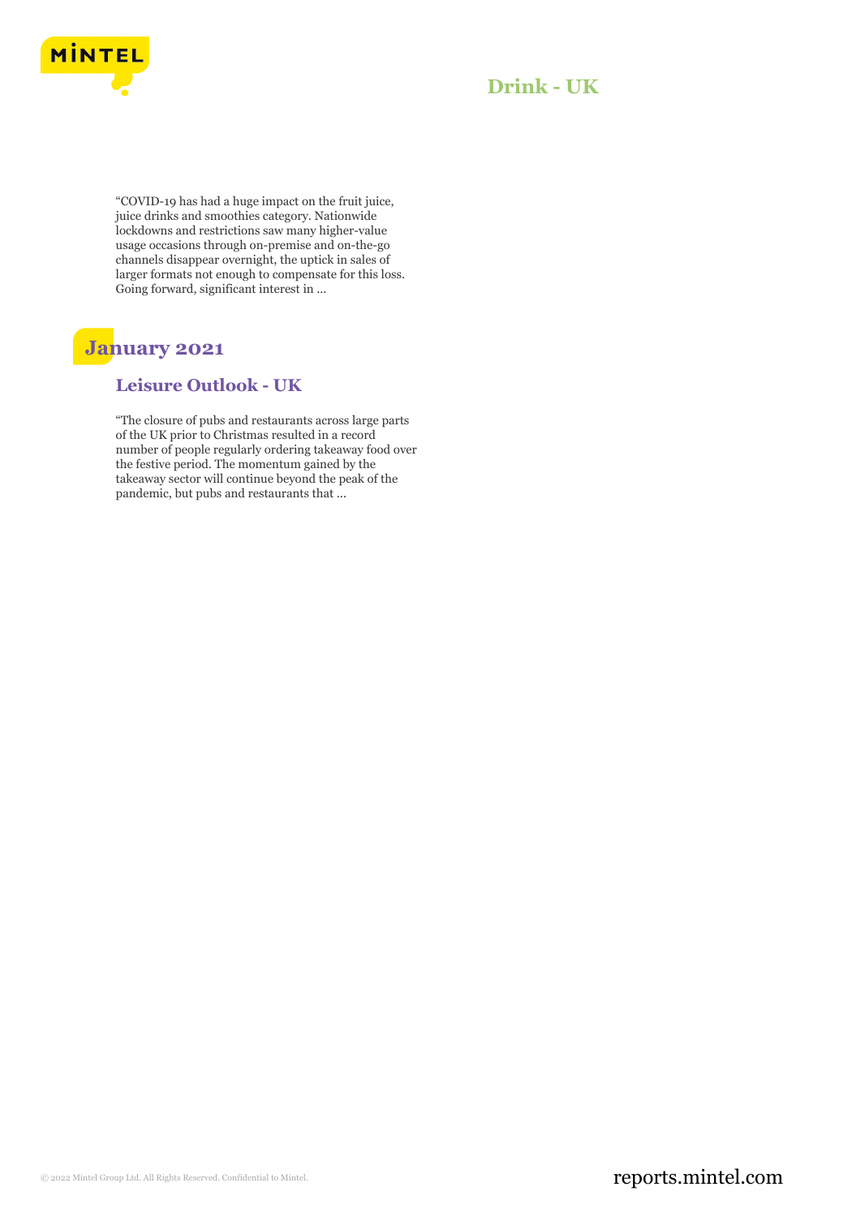"COVID-19 has had a huge impact on the fruit juice, juice drinks and smoothies category. Nationwide lockdowns and restrictions saw many higher-value usage occasions through on-premise and on-the-go channels disappear overnight, the uptick in sales of larger formats not enough to compensate for this loss. Going forward, significant interest in ...

## January 2021

### Leisure Outlook - UK

"The closure of pubs and restaurants across large parts of the UK prior to Christmas resulted in a record number of people regularly ordering takeaway food over the festive period. The momentum gained by the takeaway sector will continue beyond the peak of the pandemic, but pubs and restaurants that ...